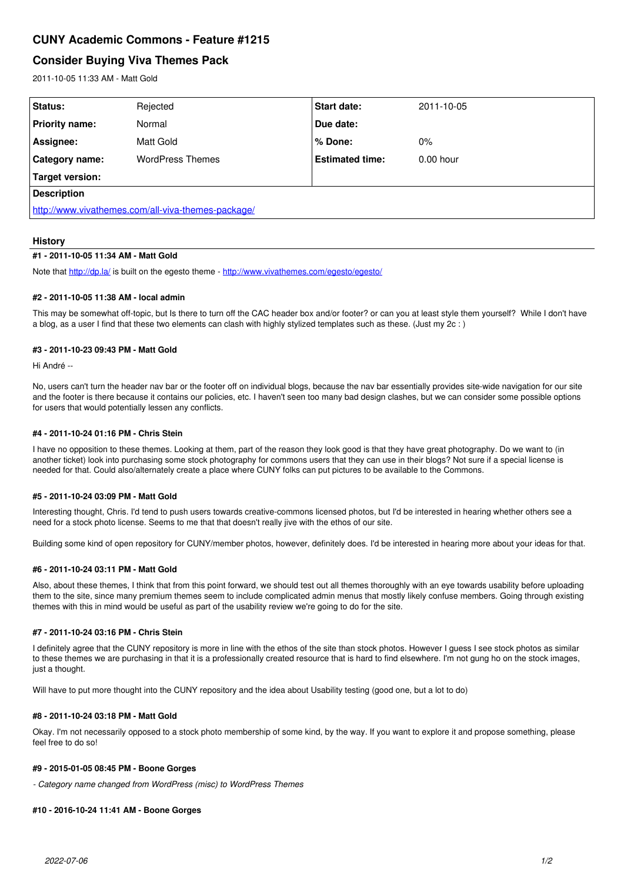# CUNY Academic Commons - Feature #1215

## Consider Buying Viva Themes Pack

2011-10-05 11:33 AM - Matt Gold

| **Status:** | Rejected | **Start date:** | 2011-10-05 |
|---|---|---|---|
| **Priority name:** | Normal | **Due date:** | |
| **Assignee:** | Matt Gold | **% Done:** | 0% |
| **Category name:** | WordPress Themes | **Estimated time:** | 0.00 hour |
| **Target version:** | | | |

**Description**

http://www.vivathemes.com/all-viva-themes-package/

### History

#### #1 - 2011-10-05 11:34 AM - Matt Gold

Note that http://dp.la/ is built on the egesto theme - http://www.vivathemes.com/egesto/egesto/

#### #2 - 2011-10-05 11:38 AM - local admin

This may be somewhat off-topic, but Is there to turn off the CAC header box and/or footer? or can you at least style them yourself? While I don't have a blog, as a user I find that these two elements can clash with highly stylized templates such as these. (Just my 2c : )

#### #3 - 2011-10-23 09:43 PM - Matt Gold

Hi André --

No, users can't turn the header nav bar or the footer off on individual blogs, because the nav bar essentially provides site-wide navigation for our site and the footer is there because it contains our policies, etc. I haven't seen too many bad design clashes, but we can consider some possible options for users that would potentially lessen any conflicts.

#### #4 - 2011-10-24 01:16 PM - Chris Stein

I have no opposition to these themes. Looking at them, part of the reason they look good is that they have great photography. Do we want to (in another ticket) look into purchasing some stock photography for commons users that they can use in their blogs? Not sure if a special license is needed for that. Could also/alternately create a place where CUNY folks can put pictures to be available to the Commons.

#### #5 - 2011-10-24 03:09 PM - Matt Gold

Interesting thought, Chris. I'd tend to push users towards creative-commons licensed photos, but I'd be interested in hearing whether others see a need for a stock photo license. Seems to me that that doesn't really jive with the ethos of our site.

Building some kind of open repository for CUNY/member photos, however, definitely does. I'd be interested in hearing more about your ideas for that.

#### #6 - 2011-10-24 03:11 PM - Matt Gold

Also, about these themes, I think that from this point forward, we should test out all themes thoroughly with an eye towards usability before uploading them to the site, since many premium themes seem to include complicated admin menus that mostly likely confuse members. Going through existing themes with this in mind would be useful as part of the usability review we're going to do for the site.

#### #7 - 2011-10-24 03:16 PM - Chris Stein

I definitely agree that the CUNY repository is more in line with the ethos of the site than stock photos. However I guess I see stock photos as similar to these themes we are purchasing in that it is a professionally created resource that is hard to find elsewhere. I'm not gung ho on the stock images, just a thought.

Will have to put more thought into the CUNY repository and the idea about Usability testing (good one, but a lot to do)

#### #8 - 2011-10-24 03:18 PM - Matt Gold

Okay. I'm not necessarily opposed to a stock photo membership of some kind, by the way. If you want to explore it and propose something, please feel free to do so!

#### #9 - 2015-01-05 08:45 PM - Boone Gorges

*- Category name changed from WordPress (misc) to WordPress Themes*

#### #10 - 2016-10-24 11:41 AM - Boone Gorges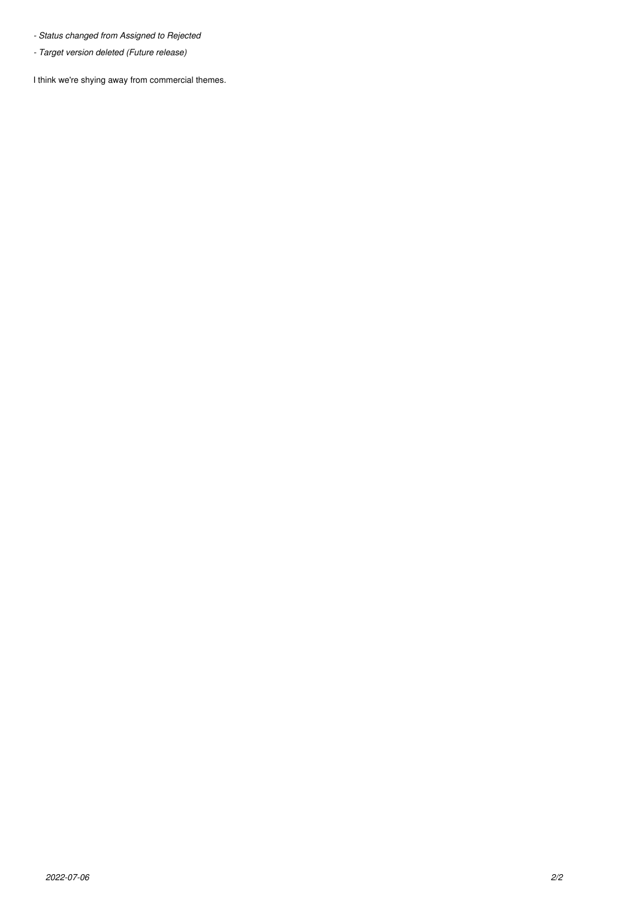- *Status changed from Assigned to Rejected*
- *Target version deleted (Future release)*

I think we're shying away from commercial themes.